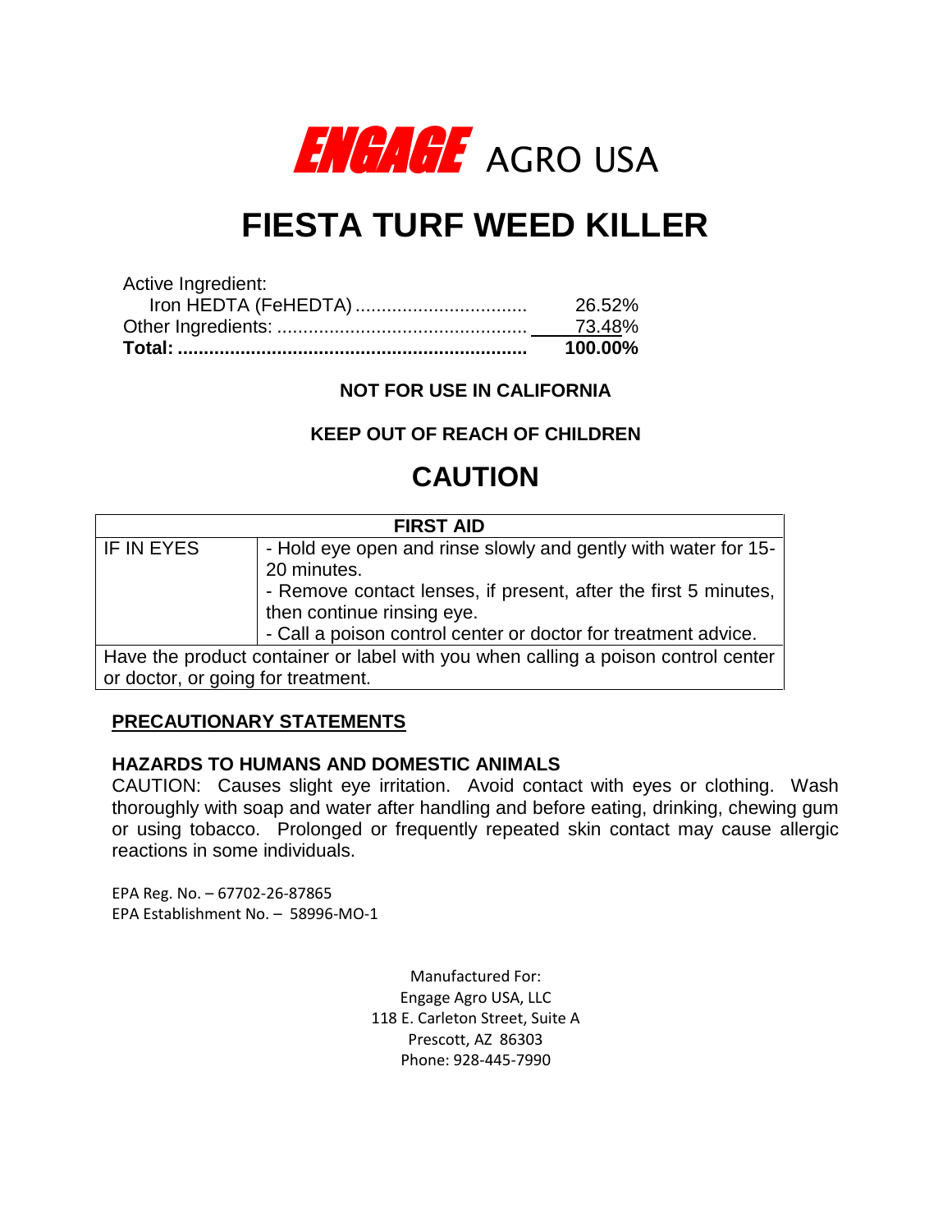**ENGAGE** AGRO USA

# FIESTA TURF WEED KILLER

| Active Ingredient: | |
|---|---|
| Iron HEDTA (FeHEDTA) ................................ | 26.52% |
| Other Ingredients: ............................................... | 73.48% |
| **Total: .................................................................** | **100.00%** |

**NOT FOR USE IN CALIFORNIA**

**KEEP OUT OF REACH OF CHILDREN**

## CAUTION

| FIRST AID | |
|---|---|
| IF IN EYES | - Hold eye open and rinse slowly and gently with water for 15-20 minutes.<br>- Remove contact lenses, if present, after the first 5 minutes, then continue rinsing eye.<br>- Call a poison control center or doctor for treatment advice. |
| Have the product container or label with you when calling a poison control center or doctor, or going for treatment. | |

## PRECAUTIONARY STATEMENTS

### HAZARDS TO HUMANS AND DOMESTIC ANIMALS

CAUTION: Causes slight eye irritation. Avoid contact with eyes or clothing. Wash thoroughly with soap and water after handling and before eating, drinking, chewing gum or using tobacco. Prolonged or frequently repeated skin contact may cause allergic reactions in some individuals.

EPA Reg. No. – 67702-26-87865
EPA Establishment No. – 58996-MO-1

Manufactured For:
Engage Agro USA, LLC
118 E. Carleton Street, Suite A
Prescott, AZ 86303
Phone: 928-445-7990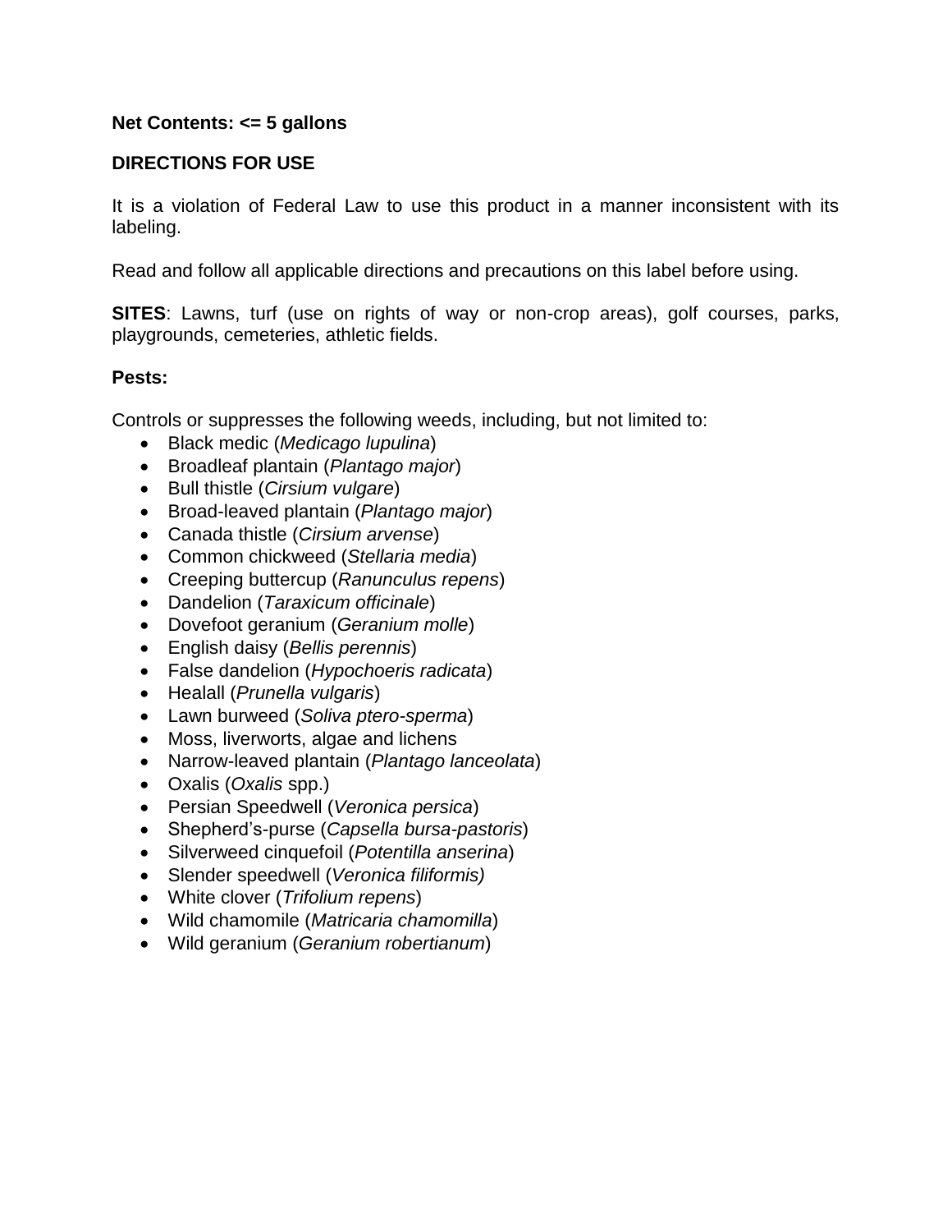**Net Contents: <= 5 gallons**

**DIRECTIONS FOR USE**

It is a violation of Federal Law to use this product in a manner inconsistent with its labeling.

Read and follow all applicable directions and precautions on this label before using.

**SITES**: Lawns, turf (use on rights of way or non-crop areas), golf courses, parks, playgrounds, cemeteries, athletic fields.

**Pests:**

Controls or suppresses the following weeds, including, but not limited to:

- Black medic (*Medicago lupulina*)
- Broadleaf plantain (*Plantago major*)
- Bull thistle (*Cirsium vulgare*)
- Broad-leaved plantain (*Plantago major*)
- Canada thistle (*Cirsium arvense*)
- Common chickweed (*Stellaria media*)
- Creeping buttercup (*Ranunculus repens*)
- Dandelion (*Taraxicum officinale*)
- Dovefoot geranium (*Geranium molle*)
- English daisy (*Bellis perennis*)
- False dandelion (*Hypochoeris radicata*)
- Healall (*Prunella vulgaris*)
- Lawn burweed (*Soliva ptero-sperma*)
- Moss, liverworts, algae and lichens
- Narrow-leaved plantain (*Plantago lanceolata*)
- Oxalis (*Oxalis* spp.)
- Persian Speedwell (*Veronica persica*)
- Shepherd's-purse (*Capsella bursa-pastoris*)
- Silverweed cinquefoil (*Potentilla anserina*)
- Slender speedwell (*Veronica filiformis)*
- White clover (*Trifolium repens*)
- Wild chamomile (*Matricaria chamomilla*)
- Wild geranium (*Geranium robertianum*)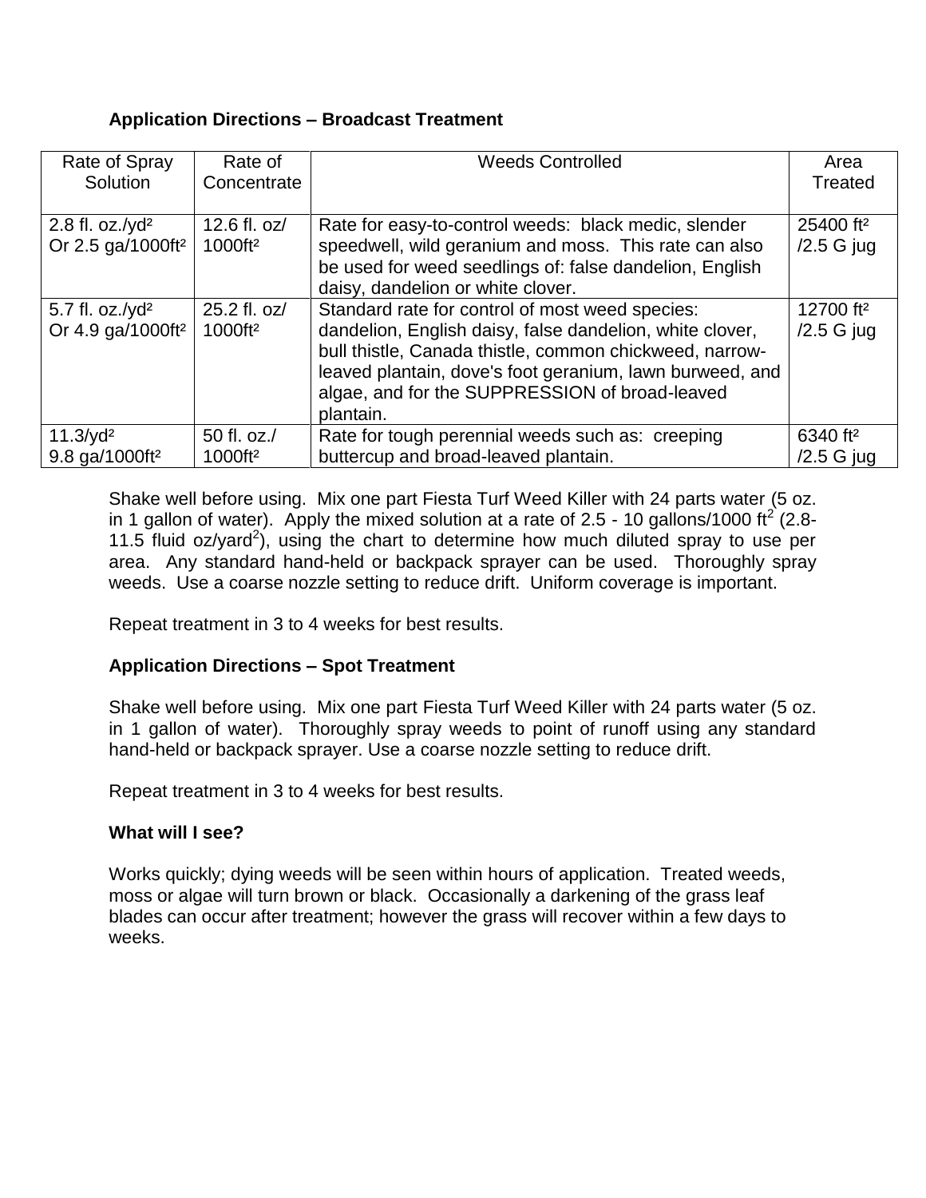**Application Directions – Broadcast Treatment**

| Rate of Spray Solution | Rate of Concentrate | Weeds Controlled | Area Treated |
|---|---|---|---|
| 2.8 fl. oz./yd² Or 2.5 ga/1000ft² | 12.6 fl. oz/ 1000ft² | Rate for easy-to-control weeds: black medic, slender speedwell, wild geranium and moss. This rate can also be used for weed seedlings of: false dandelion, English daisy, dandelion or white clover. | 25400 ft² /2.5 G jug |
| 5.7 fl. oz./yd² Or 4.9 ga/1000ft² | 25.2 fl. oz/ 1000ft² | Standard rate for control of most weed species: dandelion, English daisy, false dandelion, white clover, bull thistle, Canada thistle, common chickweed, narrow-leaved plantain, dove's foot geranium, lawn burweed, and algae, and for the SUPPRESSION of broad-leaved plantain. | 12700 ft² /2.5 G jug |
| 11.3/yd² 9.8 ga/1000ft² | 50 fl. oz./ 1000ft² | Rate for tough perennial weeds such as: creeping buttercup and broad-leaved plantain. | 6340 ft² /2.5 G jug |

Shake well before using. Mix one part Fiesta Turf Weed Killer with 24 parts water (5 oz. in 1 gallon of water). Apply the mixed solution at a rate of 2.5 - 10 gallons/1000 ft² (2.8-11.5 fluid oz/yard²), using the chart to determine how much diluted spray to use per area. Any standard hand-held or backpack sprayer can be used. Thoroughly spray weeds. Use a coarse nozzle setting to reduce drift. Uniform coverage is important.

Repeat treatment in 3 to 4 weeks for best results.

**Application Directions – Spot Treatment**

Shake well before using. Mix one part Fiesta Turf Weed Killer with 24 parts water (5 oz. in 1 gallon of water). Thoroughly spray weeds to point of runoff using any standard hand-held or backpack sprayer. Use a coarse nozzle setting to reduce drift.

Repeat treatment in 3 to 4 weeks for best results.

**What will I see?**

Works quickly; dying weeds will be seen within hours of application. Treated weeds, moss or algae will turn brown or black. Occasionally a darkening of the grass leaf blades can occur after treatment; however the grass will recover within a few days to weeks.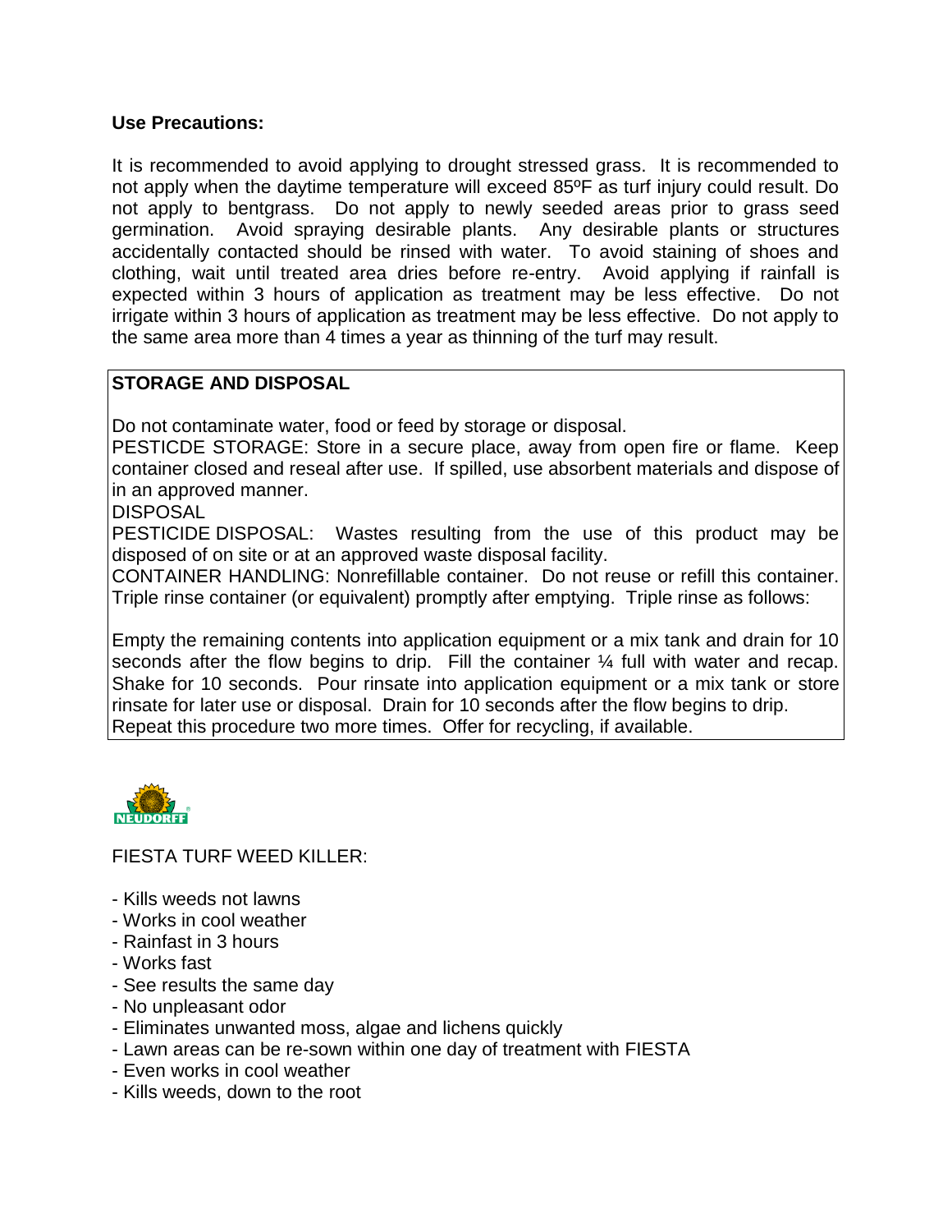**Use Precautions:**

It is recommended to avoid applying to drought stressed grass. It is recommended to not apply when the daytime temperature will exceed 85ºF as turf injury could result. Do not apply to bentgrass. Do not apply to newly seeded areas prior to grass seed germination. Avoid spraying desirable plants. Any desirable plants or structures accidentally contacted should be rinsed with water. To avoid staining of shoes and clothing, wait until treated area dries before re-entry. Avoid applying if rainfall is expected within 3 hours of application as treatment may be less effective. Do not irrigate within 3 hours of application as treatment may be less effective. Do not apply to the same area more than 4 times a year as thinning of the turf may result.

**STORAGE AND DISPOSAL**

Do not contaminate water, food or feed by storage or disposal.

PESTICDE STORAGE: Store in a secure place, away from open fire or flame. Keep container closed and reseal after use. If spilled, use absorbent materials and dispose of in an approved manner.

DISPOSAL

PESTICIDE DISPOSAL: Wastes resulting from the use of this product may be disposed of on site or at an approved waste disposal facility.

CONTAINER HANDLING: Nonrefillable container. Do not reuse or refill this container. Triple rinse container (or equivalent) promptly after emptying. Triple rinse as follows:

Empty the remaining contents into application equipment or a mix tank and drain for 10 seconds after the flow begins to drip. Fill the container ¼ full with water and recap. Shake for 10 seconds. Pour rinsate into application equipment or a mix tank or store rinsate for later use or disposal. Drain for 10 seconds after the flow begins to drip. Repeat this procedure two more times. Offer for recycling, if available.

NEUDORFF

FIESTA TURF WEED KILLER:

- Kills weeds not lawns
- Works in cool weather
- Rainfast in 3 hours
- Works fast
- See results the same day
- No unpleasant odor
- Eliminates unwanted moss, algae and lichens quickly
- Lawn areas can be re-sown within one day of treatment with FIESTA
- Even works in cool weather
- Kills weeds, down to the root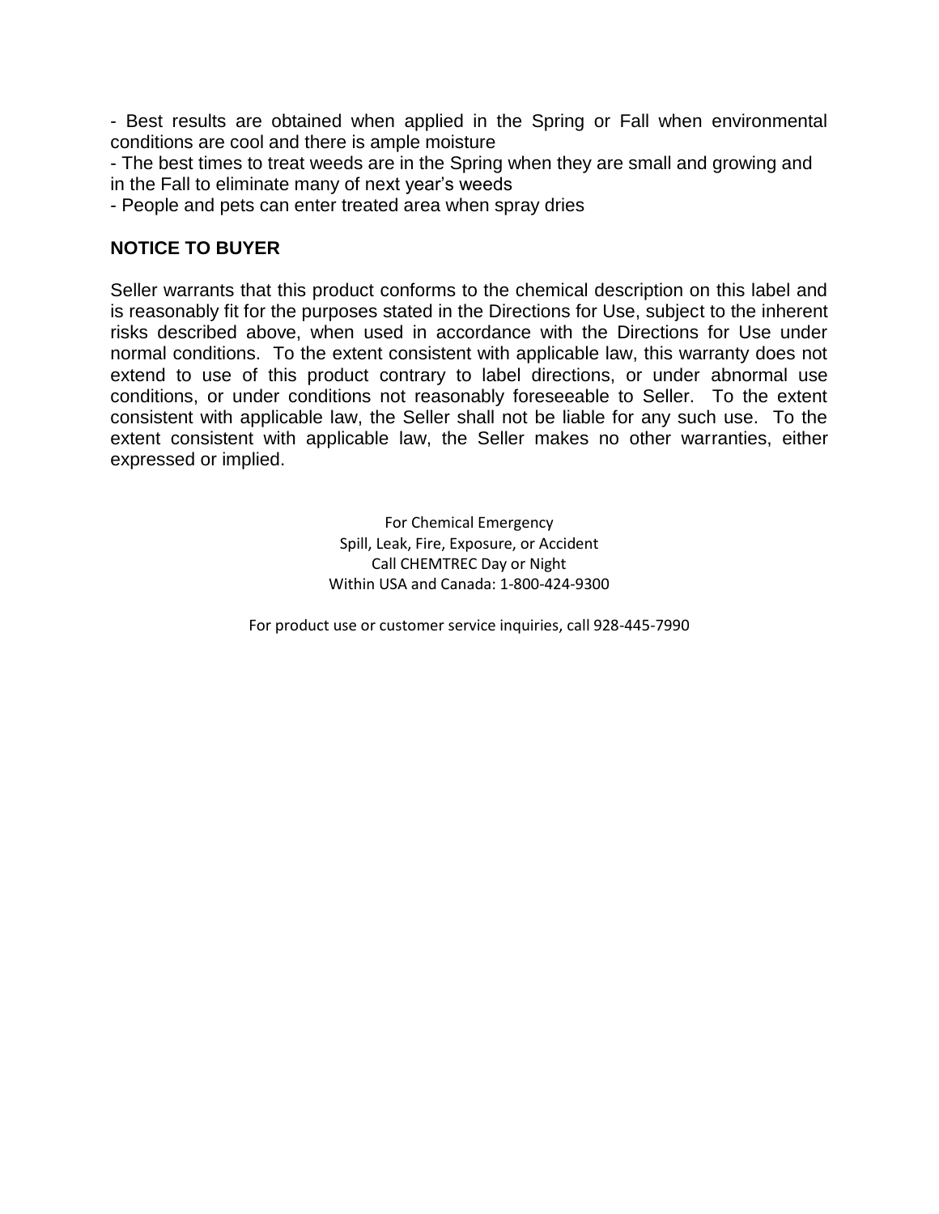- Best results are obtained when applied in the Spring or Fall when environmental conditions are cool and there is ample moisture
- The best times to treat weeds are in the Spring when they are small and growing and in the Fall to eliminate many of next year's weeds
- People and pets can enter treated area when spray dries

**NOTICE TO BUYER**

Seller warrants that this product conforms to the chemical description on this label and is reasonably fit for the purposes stated in the Directions for Use, subject to the inherent risks described above, when used in accordance with the Directions for Use under normal conditions. To the extent consistent with applicable law, this warranty does not extend to use of this product contrary to label directions, or under abnormal use conditions, or under conditions not reasonably foreseeable to Seller. To the extent consistent with applicable law, the Seller shall not be liable for any such use. To the extent consistent with applicable law, the Seller makes no other warranties, either expressed or implied.

For Chemical Emergency
Spill, Leak, Fire, Exposure, or Accident
Call CHEMTREC Day or Night
Within USA and Canada: 1-800-424-9300

For product use or customer service inquiries, call 928-445-7990